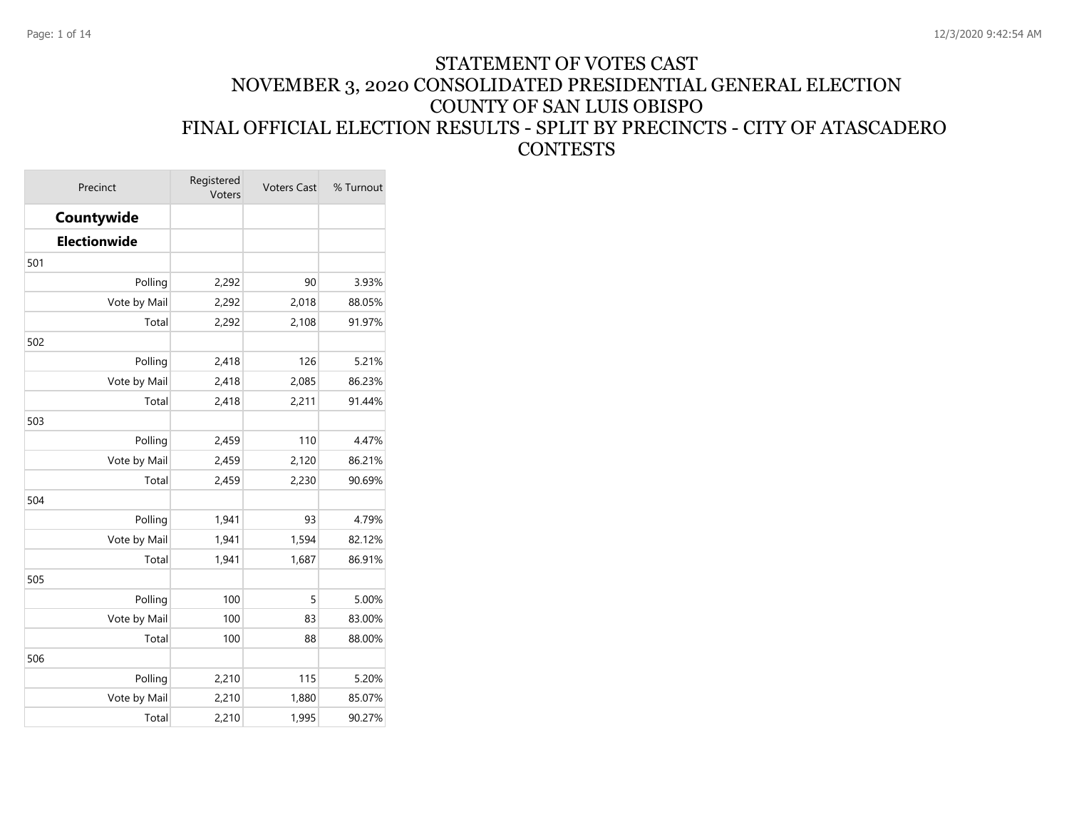# STATEMENT OF VOTES CAST
# NOVEMBER 3, 2020 CONSOLIDATED PRESIDENTIAL GENERAL ELECTION
# COUNTY OF SAN LUIS OBISPO
# FINAL OFFICIAL ELECTION RESULTS - SPLIT BY PRECINCTS - CITY OF ATASCADERO CONTESTS

| Precinct | Registered Voters | Voters Cast | % Turnout |
|---|---|---|---|
| **Countywide** | | | |
| **Electionwide** | | | |
| 501 | | | |
| Polling | 2,292 | 90 | 3.93% |
| Vote by Mail | 2,292 | 2,018 | 88.05% |
| Total | 2,292 | 2,108 | 91.97% |
| 502 | | | |
| Polling | 2,418 | 126 | 5.21% |
| Vote by Mail | 2,418 | 2,085 | 86.23% |
| Total | 2,418 | 2,211 | 91.44% |
| 503 | | | |
| Polling | 2,459 | 110 | 4.47% |
| Vote by Mail | 2,459 | 2,120 | 86.21% |
| Total | 2,459 | 2,230 | 90.69% |
| 504 | | | |
| Polling | 1,941 | 93 | 4.79% |
| Vote by Mail | 1,941 | 1,594 | 82.12% |
| Total | 1,941 | 1,687 | 86.91% |
| 505 | | | |
| Polling | 100 | 5 | 5.00% |
| Vote by Mail | 100 | 83 | 83.00% |
| Total | 100 | 88 | 88.00% |
| 506 | | | |
| Polling | 2,210 | 115 | 5.20% |
| Vote by Mail | 2,210 | 1,880 | 85.07% |
| Total | 2,210 | 1,995 | 90.27% |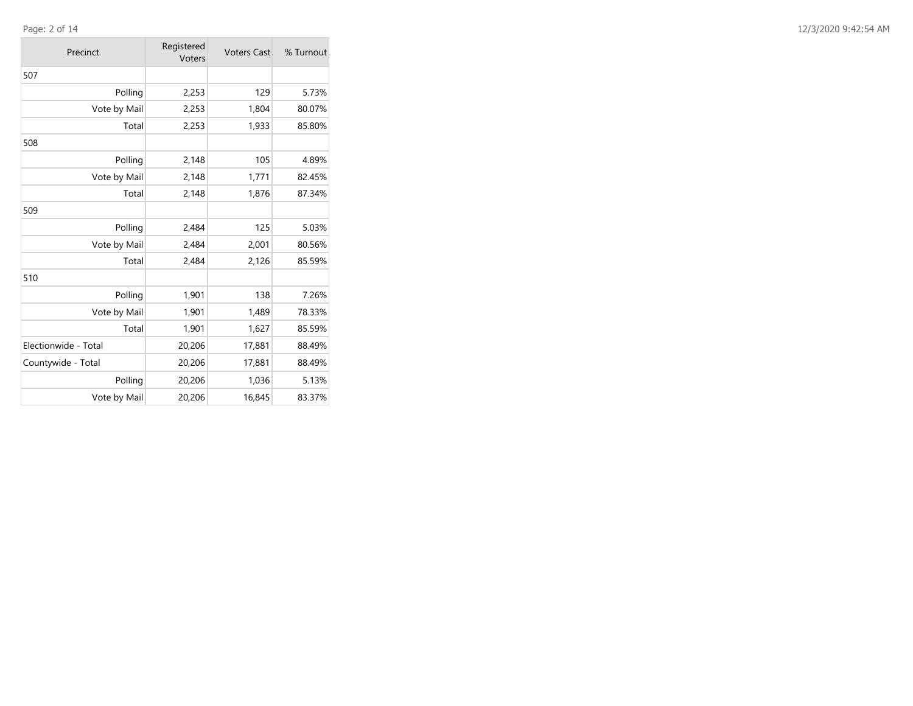| Precinct | Registered Voters | Voters Cast | % Turnout |
|---|---|---|---|
| 507 | | | |
| Polling | 2,253 | 129 | 5.73% |
| Vote by Mail | 2,253 | 1,804 | 80.07% |
| Total | 2,253 | 1,933 | 85.80% |
| 508 | | | |
| Polling | 2,148 | 105 | 4.89% |
| Vote by Mail | 2,148 | 1,771 | 82.45% |
| Total | 2,148 | 1,876 | 87.34% |
| 509 | | | |
| Polling | 2,484 | 125 | 5.03% |
| Vote by Mail | 2,484 | 2,001 | 80.56% |
| Total | 2,484 | 2,126 | 85.59% |
| 510 | | | |
| Polling | 1,901 | 138 | 7.26% |
| Vote by Mail | 1,901 | 1,489 | 78.33% |
| Total | 1,901 | 1,627 | 85.59% |
| Electionwide - Total | 20,206 | 17,881 | 88.49% |
| Countywide - Total | 20,206 | 17,881 | 88.49% |
| Polling | 20,206 | 1,036 | 5.13% |
| Vote by Mail | 20,206 | 16,845 | 83.37% |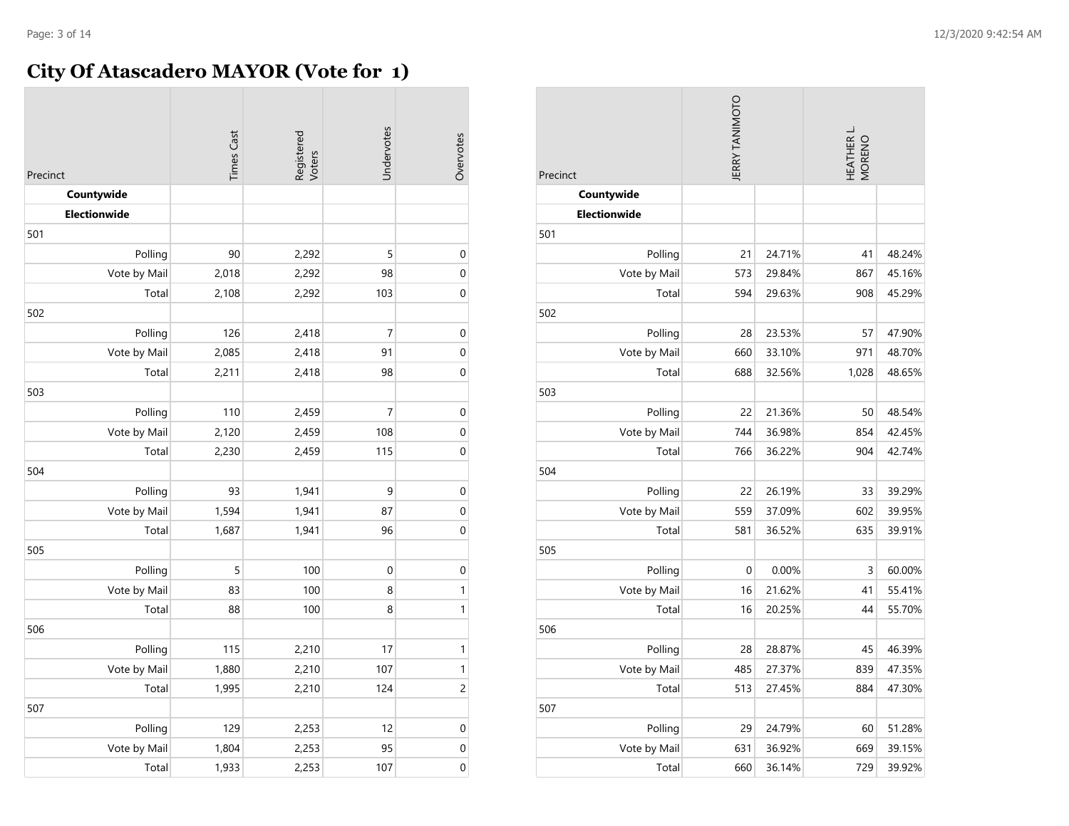# City Of Atascadero MAYOR (Vote for 1)

| Precinct | Times Cast | Registered Voters | Undervotes | Overvotes |
|---|---|---|---|---|
| **Countywide** | | | | |
| **Electionwide** | | | | |
| 501 | | | | |
| Polling | 90 | 2,292 | 5 | 0 |
| Vote by Mail | 2,018 | 2,292 | 98 | 0 |
| Total | 2,108 | 2,292 | 103 | 0 |
| 502 | | | | |
| Polling | 126 | 2,418 | 7 | 0 |
| Vote by Mail | 2,085 | 2,418 | 91 | 0 |
| Total | 2,211 | 2,418 | 98 | 0 |
| 503 | | | | |
| Polling | 110 | 2,459 | 7 | 0 |
| Vote by Mail | 2,120 | 2,459 | 108 | 0 |
| Total | 2,230 | 2,459 | 115 | 0 |
| 504 | | | | |
| Polling | 93 | 1,941 | 9 | 0 |
| Vote by Mail | 1,594 | 1,941 | 87 | 0 |
| Total | 1,687 | 1,941 | 96 | 0 |
| 505 | | | | |
| Polling | 5 | 100 | 0 | 0 |
| Vote by Mail | 83 | 100 | 8 | 1 |
| Total | 88 | 100 | 8 | 1 |
| 506 | | | | |
| Polling | 115 | 2,210 | 17 | 1 |
| Vote by Mail | 1,880 | 2,210 | 107 | 1 |
| Total | 1,995 | 2,210 | 124 | 2 |
| 507 | | | | |
| Polling | 129 | 2,253 | 12 | 0 |
| Vote by Mail | 1,804 | 2,253 | 95 | 0 |
| Total | 1,933 | 2,253 | 107 | 0 |

| Precinct | JERRY TANIMOTO | | HEATHER L. MORENO | |
|---|---|---|---|---|
| **Countywide** | | | | |
| **Electionwide** | | | | |
| 501 | | | | |
| Polling | 21 | 24.71% | 41 | 48.24% |
| Vote by Mail | 573 | 29.84% | 867 | 45.16% |
| Total | 594 | 29.63% | 908 | 45.29% |
| 502 | | | | |
| Polling | 28 | 23.53% | 57 | 47.90% |
| Vote by Mail | 660 | 33.10% | 971 | 48.70% |
| Total | 688 | 32.56% | 1,028 | 48.65% |
| 503 | | | | |
| Polling | 22 | 21.36% | 50 | 48.54% |
| Vote by Mail | 744 | 36.98% | 854 | 42.45% |
| Total | 766 | 36.22% | 904 | 42.74% |
| 504 | | | | |
| Polling | 22 | 26.19% | 33 | 39.29% |
| Vote by Mail | 559 | 37.09% | 602 | 39.95% |
| Total | 581 | 36.52% | 635 | 39.91% |
| 505 | | | | |
| Polling | 0 | 0.00% | 3 | 60.00% |
| Vote by Mail | 16 | 21.62% | 41 | 55.41% |
| Total | 16 | 20.25% | 44 | 55.70% |
| 506 | | | | |
| Polling | 28 | 28.87% | 45 | 46.39% |
| Vote by Mail | 485 | 27.37% | 839 | 47.35% |
| Total | 513 | 27.45% | 884 | 47.30% |
| 507 | | | | |
| Polling | 29 | 24.79% | 60 | 51.28% |
| Vote by Mail | 631 | 36.92% | 669 | 39.15% |
| Total | 660 | 36.14% | 729 | 39.92% |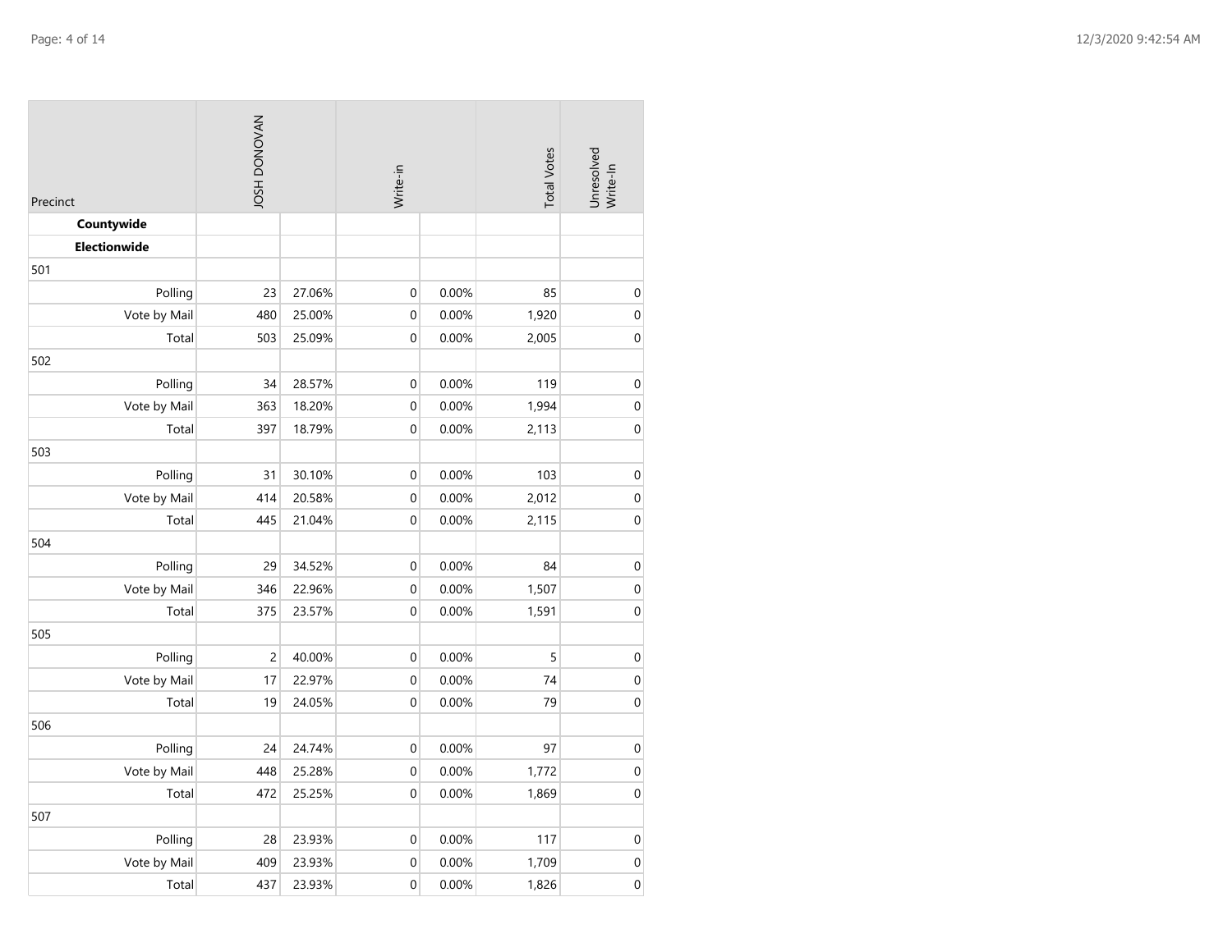| Precinct | JOSH DONOVAN | | Write-in | | Total Votes | Unresolved Write-In |
|---|---|---|---|---|---|---|
| **Countywide** | | | | | | |
| **Electionwide** | | | | | | |
| 501 | | | | | | |
| Polling | 23 | 27.06% | 0 | 0.00% | 85 | 0 |
| Vote by Mail | 480 | 25.00% | 0 | 0.00% | 1,920 | 0 |
| Total | 503 | 25.09% | 0 | 0.00% | 2,005 | 0 |
| 502 | | | | | | |
| Polling | 34 | 28.57% | 0 | 0.00% | 119 | 0 |
| Vote by Mail | 363 | 18.20% | 0 | 0.00% | 1,994 | 0 |
| Total | 397 | 18.79% | 0 | 0.00% | 2,113 | 0 |
| 503 | | | | | | |
| Polling | 31 | 30.10% | 0 | 0.00% | 103 | 0 |
| Vote by Mail | 414 | 20.58% | 0 | 0.00% | 2,012 | 0 |
| Total | 445 | 21.04% | 0 | 0.00% | 2,115 | 0 |
| 504 | | | | | | |
| Polling | 29 | 34.52% | 0 | 0.00% | 84 | 0 |
| Vote by Mail | 346 | 22.96% | 0 | 0.00% | 1,507 | 0 |
| Total | 375 | 23.57% | 0 | 0.00% | 1,591 | 0 |
| 505 | | | | | | |
| Polling | 2 | 40.00% | 0 | 0.00% | 5 | 0 |
| Vote by Mail | 17 | 22.97% | 0 | 0.00% | 74 | 0 |
| Total | 19 | 24.05% | 0 | 0.00% | 79 | 0 |
| 506 | | | | | | |
| Polling | 24 | 24.74% | 0 | 0.00% | 97 | 0 |
| Vote by Mail | 448 | 25.28% | 0 | 0.00% | 1,772 | 0 |
| Total | 472 | 25.25% | 0 | 0.00% | 1,869 | 0 |
| 507 | | | | | | |
| Polling | 28 | 23.93% | 0 | 0.00% | 117 | 0 |
| Vote by Mail | 409 | 23.93% | 0 | 0.00% | 1,709 | 0 |
| Total | 437 | 23.93% | 0 | 0.00% | 1,826 | 0 |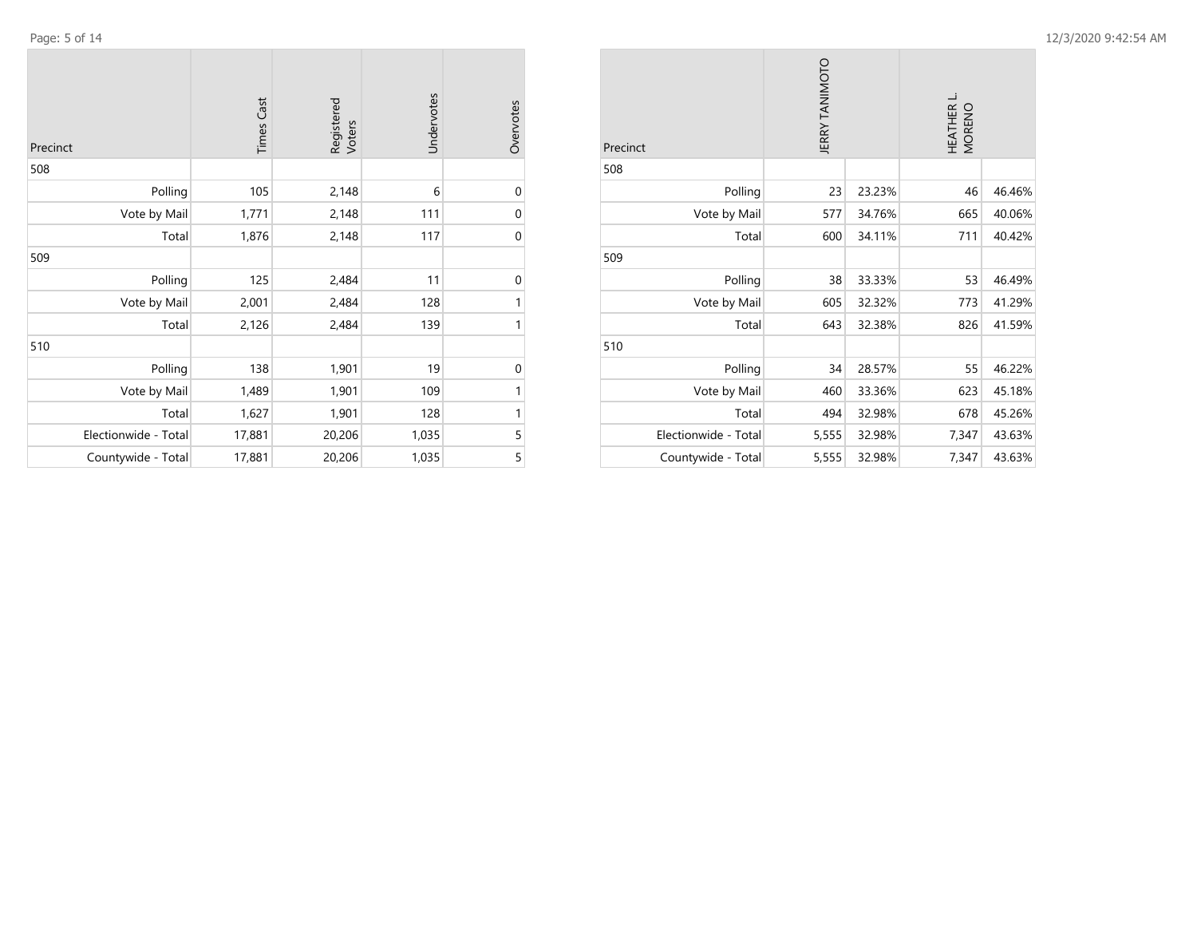| Precinct | Times Cast | Registered Voters | Undervotes | Overvotes |
|---|---|---|---|---|
| 508 | | | | |
| Polling | 105 | 2,148 | 6 | 0 |
| Vote by Mail | 1,771 | 2,148 | 111 | 0 |
| Total | 1,876 | 2,148 | 117 | 0 |
| 509 | | | | |
| Polling | 125 | 2,484 | 11 | 0 |
| Vote by Mail | 2,001 | 2,484 | 128 | 1 |
| Total | 2,126 | 2,484 | 139 | 1 |
| 510 | | | | |
| Polling | 138 | 1,901 | 19 | 0 |
| Vote by Mail | 1,489 | 1,901 | 109 | 1 |
| Total | 1,627 | 1,901 | 128 | 1 |
| Electionwide - Total | 17,881 | 20,206 | 1,035 | 5 |
| Countywide - Total | 17,881 | 20,206 | 1,035 | 5 |

| Precinct | JERRY TANIMOTO | | HEATHER L. MORENO | |
|---|---|---|---|---|
| 508 | | | | |
| Polling | 23 | 23.23% | 46 | 46.46% |
| Vote by Mail | 577 | 34.76% | 665 | 40.06% |
| Total | 600 | 34.11% | 711 | 40.42% |
| 509 | | | | |
| Polling | 38 | 33.33% | 53 | 46.49% |
| Vote by Mail | 605 | 32.32% | 773 | 41.29% |
| Total | 643 | 32.38% | 826 | 41.59% |
| 510 | | | | |
| Polling | 34 | 28.57% | 55 | 46.22% |
| Vote by Mail | 460 | 33.36% | 623 | 45.18% |
| Total | 494 | 32.98% | 678 | 45.26% |
| Electionwide - Total | 5,555 | 32.98% | 7,347 | 43.63% |
| Countywide - Total | 5,555 | 32.98% | 7,347 | 43.63% |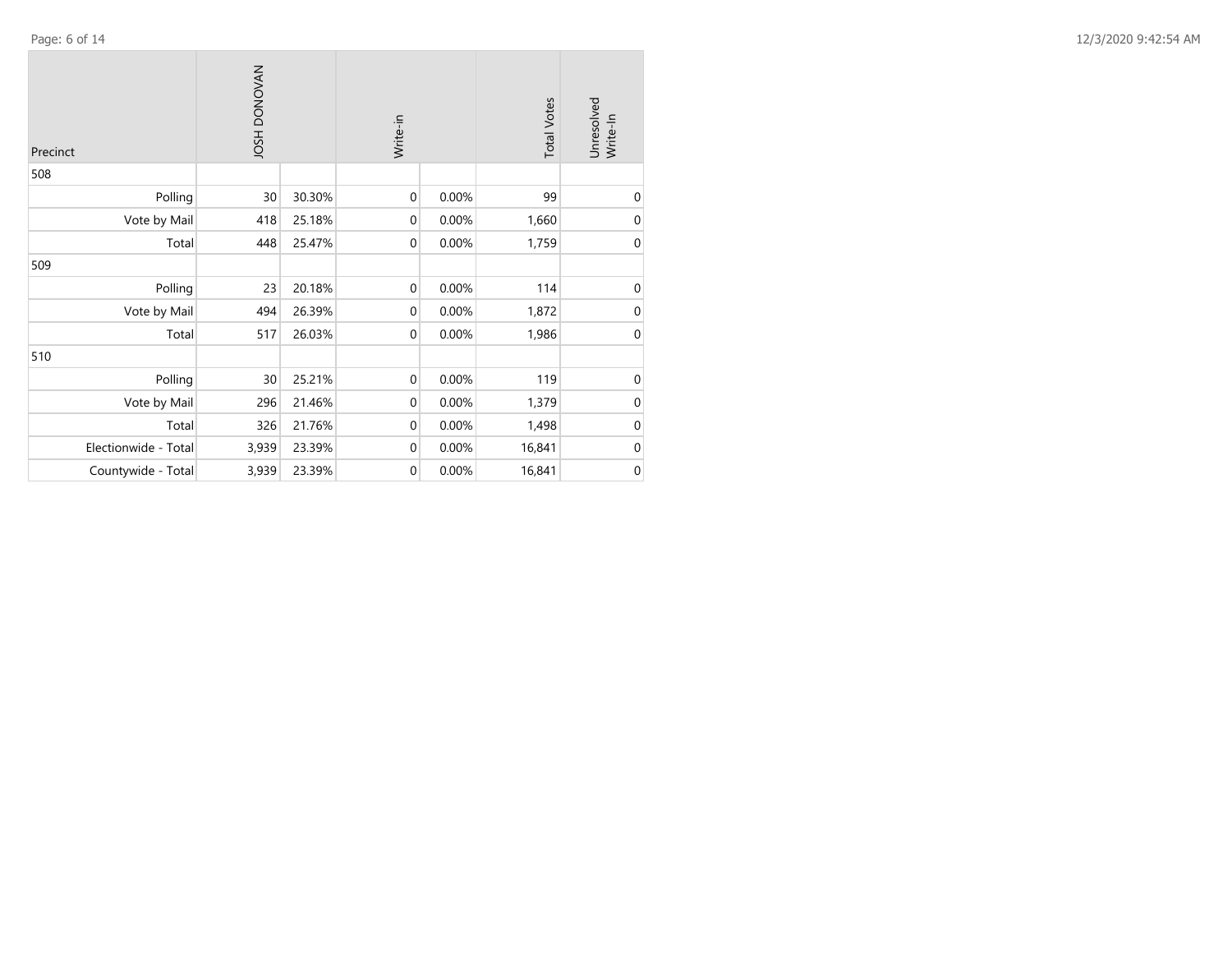| Precinct | JOSH DONOVAN | | Write-in | | Total Votes | Unresolved Write-In |
|---|---|---|---|---|---|---|
| 508 | | | | | | |
| Polling | 30 | 30.30% | 0 | 0.00% | 99 | 0 |
| Vote by Mail | 418 | 25.18% | 0 | 0.00% | 1,660 | 0 |
| Total | 448 | 25.47% | 0 | 0.00% | 1,759 | 0 |
| 509 | | | | | | |
| Polling | 23 | 20.18% | 0 | 0.00% | 114 | 0 |
| Vote by Mail | 494 | 26.39% | 0 | 0.00% | 1,872 | 0 |
| Total | 517 | 26.03% | 0 | 0.00% | 1,986 | 0 |
| 510 | | | | | | |
| Polling | 30 | 25.21% | 0 | 0.00% | 119 | 0 |
| Vote by Mail | 296 | 21.46% | 0 | 0.00% | 1,379 | 0 |
| Total | 326 | 21.76% | 0 | 0.00% | 1,498 | 0 |
| Electionwide - Total | 3,939 | 23.39% | 0 | 0.00% | 16,841 | 0 |
| Countywide - Total | 3,939 | 23.39% | 0 | 0.00% | 16,841 | 0 |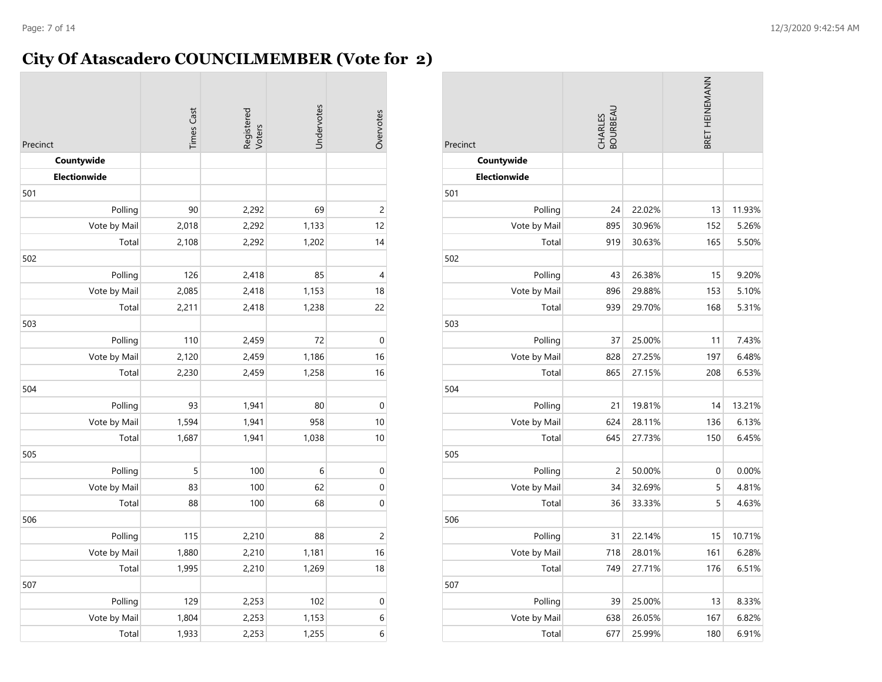# City Of Atascadero COUNCILMEMBER (Vote for 2)

| Precinct | Times Cast | Registered Voters | Undervotes | Overvotes |
|---|---|---|---|---|
| **Countywide** | | | | |
| **Electionwide** | | | | |
| 501 | | | | |
| Polling | 90 | 2,292 | 69 | 2 |
| Vote by Mail | 2,018 | 2,292 | 1,133 | 12 |
| Total | 2,108 | 2,292 | 1,202 | 14 |
| 502 | | | | |
| Polling | 126 | 2,418 | 85 | 4 |
| Vote by Mail | 2,085 | 2,418 | 1,153 | 18 |
| Total | 2,211 | 2,418 | 1,238 | 22 |
| 503 | | | | |
| Polling | 110 | 2,459 | 72 | 0 |
| Vote by Mail | 2,120 | 2,459 | 1,186 | 16 |
| Total | 2,230 | 2,459 | 1,258 | 16 |
| 504 | | | | |
| Polling | 93 | 1,941 | 80 | 0 |
| Vote by Mail | 1,594 | 1,941 | 958 | 10 |
| Total | 1,687 | 1,941 | 1,038 | 10 |
| 505 | | | | |
| Polling | 5 | 100 | 6 | 0 |
| Vote by Mail | 83 | 100 | 62 | 0 |
| Total | 88 | 100 | 68 | 0 |
| 506 | | | | |
| Polling | 115 | 2,210 | 88 | 2 |
| Vote by Mail | 1,880 | 2,210 | 1,181 | 16 |
| Total | 1,995 | 2,210 | 1,269 | 18 |
| 507 | | | | |
| Polling | 129 | 2,253 | 102 | 0 |
| Vote by Mail | 1,804 | 2,253 | 1,153 | 6 |
| Total | 1,933 | 2,253 | 1,255 | 6 |

| Precinct | CHARLES BOURBEAU | | BRET HEINEMANN | |
|---|---|---|---|---|
| **Countywide** | | | | |
| **Electionwide** | | | | |
| 501 | | | | |
| Polling | 24 | 22.02% | 13 | 11.93% |
| Vote by Mail | 895 | 30.96% | 152 | 5.26% |
| Total | 919 | 30.63% | 165 | 5.50% |
| 502 | | | | |
| Polling | 43 | 26.38% | 15 | 9.20% |
| Vote by Mail | 896 | 29.88% | 153 | 5.10% |
| Total | 939 | 29.70% | 168 | 5.31% |
| 503 | | | | |
| Polling | 37 | 25.00% | 11 | 7.43% |
| Vote by Mail | 828 | 27.25% | 197 | 6.48% |
| Total | 865 | 27.15% | 208 | 6.53% |
| 504 | | | | |
| Polling | 21 | 19.81% | 14 | 13.21% |
| Vote by Mail | 624 | 28.11% | 136 | 6.13% |
| Total | 645 | 27.73% | 150 | 6.45% |
| 505 | | | | |
| Polling | 2 | 50.00% | 0 | 0.00% |
| Vote by Mail | 34 | 32.69% | 5 | 4.81% |
| Total | 36 | 33.33% | 5 | 4.63% |
| 506 | | | | |
| Polling | 31 | 22.14% | 15 | 10.71% |
| Vote by Mail | 718 | 28.01% | 161 | 6.28% |
| Total | 749 | 27.71% | 176 | 6.51% |
| 507 | | | | |
| Polling | 39 | 25.00% | 13 | 8.33% |
| Vote by Mail | 638 | 26.05% | 167 | 6.82% |
| Total | 677 | 25.99% | 180 | 6.91% |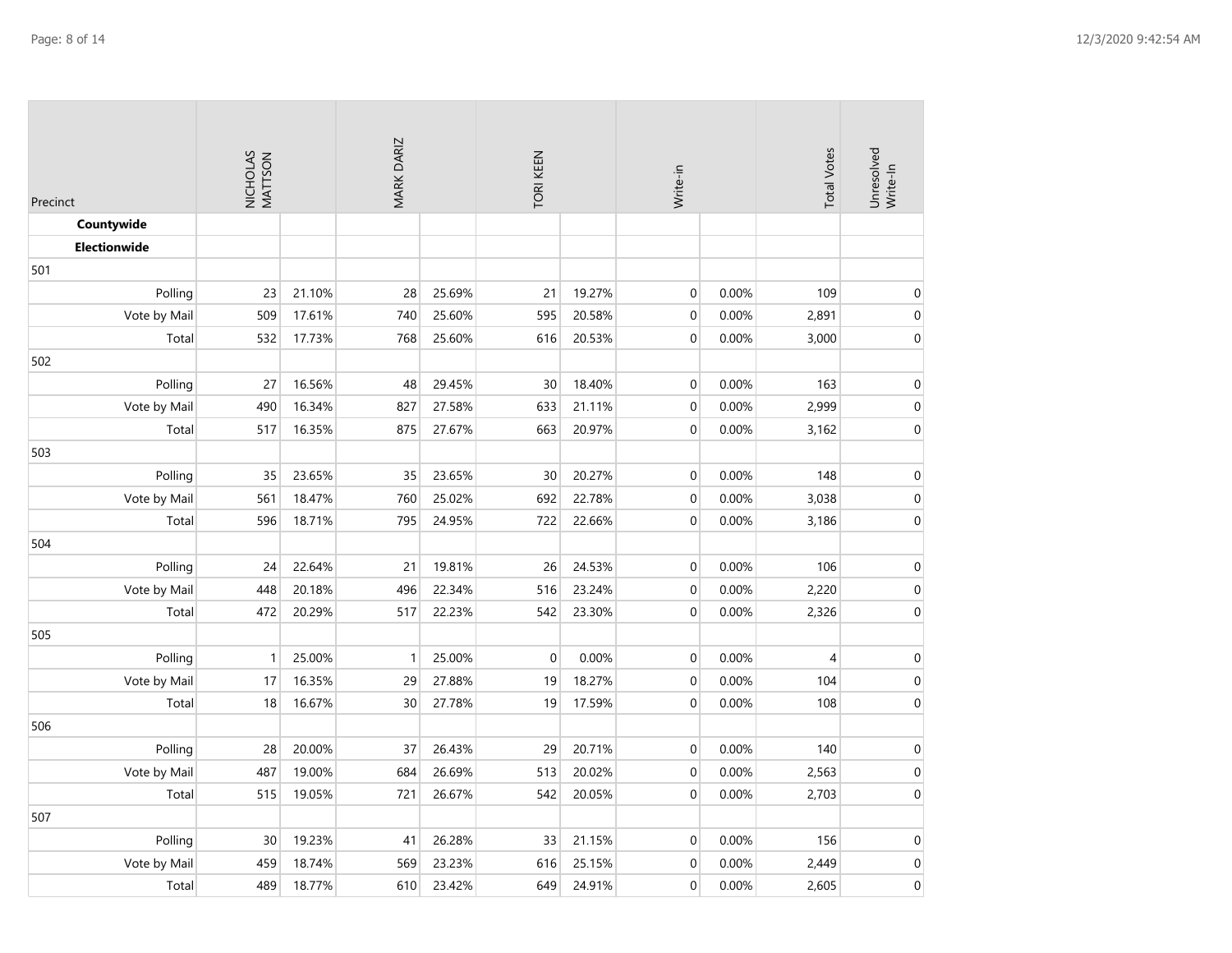| Precinct | NICHOLAS MATTSON | | MARK DARIZ | | TORI KEEN | | Write-in | | Total Votes | Unresolved Write-In |
|---|---|---|---|---|---|---|---|---|---|---|
| **Countywide** | | | | | | | | | | |
| **Electionwide** | | | | | | | | | | |
| 501 | | | | | | | | | | |
| Polling | 23 | 21.10% | 28 | 25.69% | 21 | 19.27% | 0 | 0.00% | 109 | 0 |
| Vote by Mail | 509 | 17.61% | 740 | 25.60% | 595 | 20.58% | 0 | 0.00% | 2,891 | 0 |
| Total | 532 | 17.73% | 768 | 25.60% | 616 | 20.53% | 0 | 0.00% | 3,000 | 0 |
| 502 | | | | | | | | | | |
| Polling | 27 | 16.56% | 48 | 29.45% | 30 | 18.40% | 0 | 0.00% | 163 | 0 |
| Vote by Mail | 490 | 16.34% | 827 | 27.58% | 633 | 21.11% | 0 | 0.00% | 2,999 | 0 |
| Total | 517 | 16.35% | 875 | 27.67% | 663 | 20.97% | 0 | 0.00% | 3,162 | 0 |
| 503 | | | | | | | | | | |
| Polling | 35 | 23.65% | 35 | 23.65% | 30 | 20.27% | 0 | 0.00% | 148 | 0 |
| Vote by Mail | 561 | 18.47% | 760 | 25.02% | 692 | 22.78% | 0 | 0.00% | 3,038 | 0 |
| Total | 596 | 18.71% | 795 | 24.95% | 722 | 22.66% | 0 | 0.00% | 3,186 | 0 |
| 504 | | | | | | | | | | |
| Polling | 24 | 22.64% | 21 | 19.81% | 26 | 24.53% | 0 | 0.00% | 106 | 0 |
| Vote by Mail | 448 | 20.18% | 496 | 22.34% | 516 | 23.24% | 0 | 0.00% | 2,220 | 0 |
| Total | 472 | 20.29% | 517 | 22.23% | 542 | 23.30% | 0 | 0.00% | 2,326 | 0 |
| 505 | | | | | | | | | | |
| Polling | 1 | 25.00% | 1 | 25.00% | 0 | 0.00% | 0 | 0.00% | 4 | 0 |
| Vote by Mail | 17 | 16.35% | 29 | 27.88% | 19 | 18.27% | 0 | 0.00% | 104 | 0 |
| Total | 18 | 16.67% | 30 | 27.78% | 19 | 17.59% | 0 | 0.00% | 108 | 0 |
| 506 | | | | | | | | | | |
| Polling | 28 | 20.00% | 37 | 26.43% | 29 | 20.71% | 0 | 0.00% | 140 | 0 |
| Vote by Mail | 487 | 19.00% | 684 | 26.69% | 513 | 20.02% | 0 | 0.00% | 2,563 | 0 |
| Total | 515 | 19.05% | 721 | 26.67% | 542 | 20.05% | 0 | 0.00% | 2,703 | 0 |
| 507 | | | | | | | | | | |
| Polling | 30 | 19.23% | 41 | 26.28% | 33 | 21.15% | 0 | 0.00% | 156 | 0 |
| Vote by Mail | 459 | 18.74% | 569 | 23.23% | 616 | 25.15% | 0 | 0.00% | 2,449 | 0 |
| Total | 489 | 18.77% | 610 | 23.42% | 649 | 24.91% | 0 | 0.00% | 2,605 | 0 |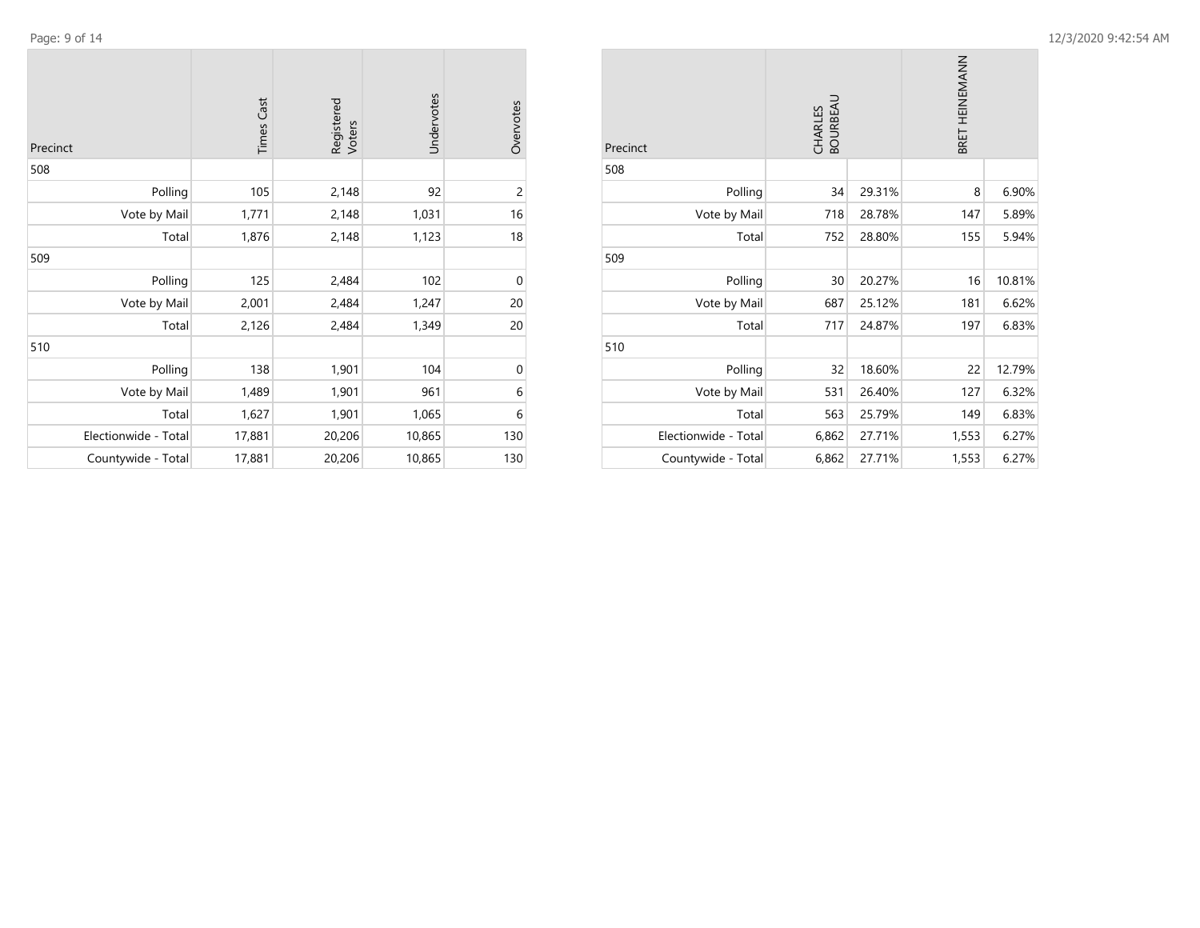| Precinct | Times Cast | Registered Voters | Undervotes | Overvotes |
|---|---|---|---|---|
| 508 | | | | |
| Polling | 105 | 2,148 | 92 | 2 |
| Vote by Mail | 1,771 | 2,148 | 1,031 | 16 |
| Total | 1,876 | 2,148 | 1,123 | 18 |
| 509 | | | | |
| Polling | 125 | 2,484 | 102 | 0 |
| Vote by Mail | 2,001 | 2,484 | 1,247 | 20 |
| Total | 2,126 | 2,484 | 1,349 | 20 |
| 510 | | | | |
| Polling | 138 | 1,901 | 104 | 0 |
| Vote by Mail | 1,489 | 1,901 | 961 | 6 |
| Total | 1,627 | 1,901 | 1,065 | 6 |
| Electionwide - Total | 17,881 | 20,206 | 10,865 | 130 |
| Countywide - Total | 17,881 | 20,206 | 10,865 | 130 |

| Precinct | CHARLES BOURBEAU | | BRET HEINEMANN | |
|---|---|---|---|---|
| 508 | | | | |
| Polling | 34 | 29.31% | 8 | 6.90% |
| Vote by Mail | 718 | 28.78% | 147 | 5.89% |
| Total | 752 | 28.80% | 155 | 5.94% |
| 509 | | | | |
| Polling | 30 | 20.27% | 16 | 10.81% |
| Vote by Mail | 687 | 25.12% | 181 | 6.62% |
| Total | 717 | 24.87% | 197 | 6.83% |
| 510 | | | | |
| Polling | 32 | 18.60% | 22 | 12.79% |
| Vote by Mail | 531 | 26.40% | 127 | 6.32% |
| Total | 563 | 25.79% | 149 | 6.83% |
| Electionwide - Total | 6,862 | 27.71% | 1,553 | 6.27% |
| Countywide - Total | 6,862 | 27.71% | 1,553 | 6.27% |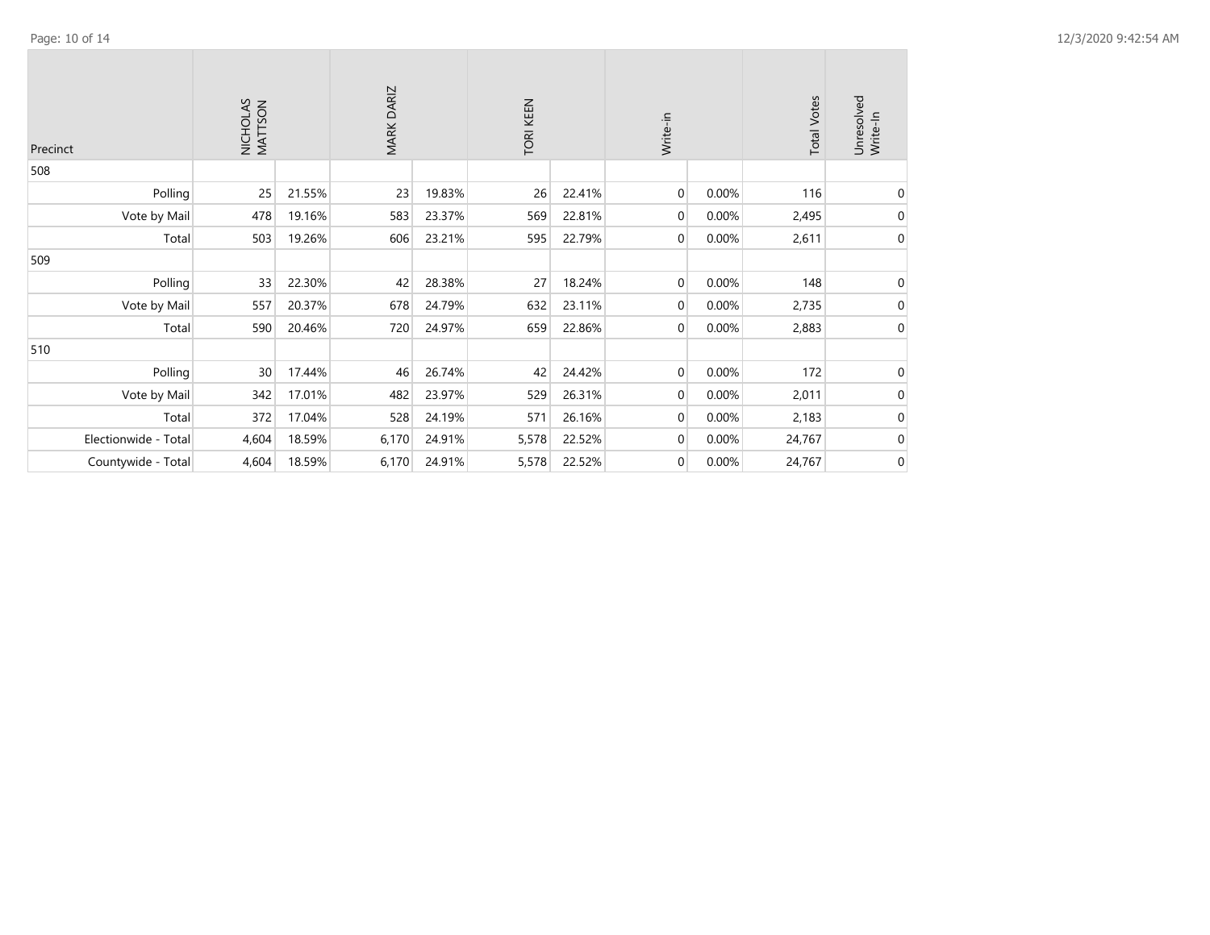| Precinct | NICHOLAS MATTSON | | MARK DARIZ | | TORI KEEN | | Write-in | | Total Votes | Unresolved Write-In |
|---|---|---|---|---|---|---|---|---|---|---|
| 508 | | | | | | | | | | |
| Polling | 25 | 21.55% | 23 | 19.83% | 26 | 22.41% | 0 | 0.00% | 116 | 0 |
| Vote by Mail | 478 | 19.16% | 583 | 23.37% | 569 | 22.81% | 0 | 0.00% | 2,495 | 0 |
| Total | 503 | 19.26% | 606 | 23.21% | 595 | 22.79% | 0 | 0.00% | 2,611 | 0 |
| 509 | | | | | | | | | | |
| Polling | 33 | 22.30% | 42 | 28.38% | 27 | 18.24% | 0 | 0.00% | 148 | 0 |
| Vote by Mail | 557 | 20.37% | 678 | 24.79% | 632 | 23.11% | 0 | 0.00% | 2,735 | 0 |
| Total | 590 | 20.46% | 720 | 24.97% | 659 | 22.86% | 0 | 0.00% | 2,883 | 0 |
| 510 | | | | | | | | | | |
| Polling | 30 | 17.44% | 46 | 26.74% | 42 | 24.42% | 0 | 0.00% | 172 | 0 |
| Vote by Mail | 342 | 17.01% | 482 | 23.97% | 529 | 26.31% | 0 | 0.00% | 2,011 | 0 |
| Total | 372 | 17.04% | 528 | 24.19% | 571 | 26.16% | 0 | 0.00% | 2,183 | 0 |
| Electionwide - Total | 4,604 | 18.59% | 6,170 | 24.91% | 5,578 | 22.52% | 0 | 0.00% | 24,767 | 0 |
| Countywide - Total | 4,604 | 18.59% | 6,170 | 24.91% | 5,578 | 22.52% | 0 | 0.00% | 24,767 | 0 |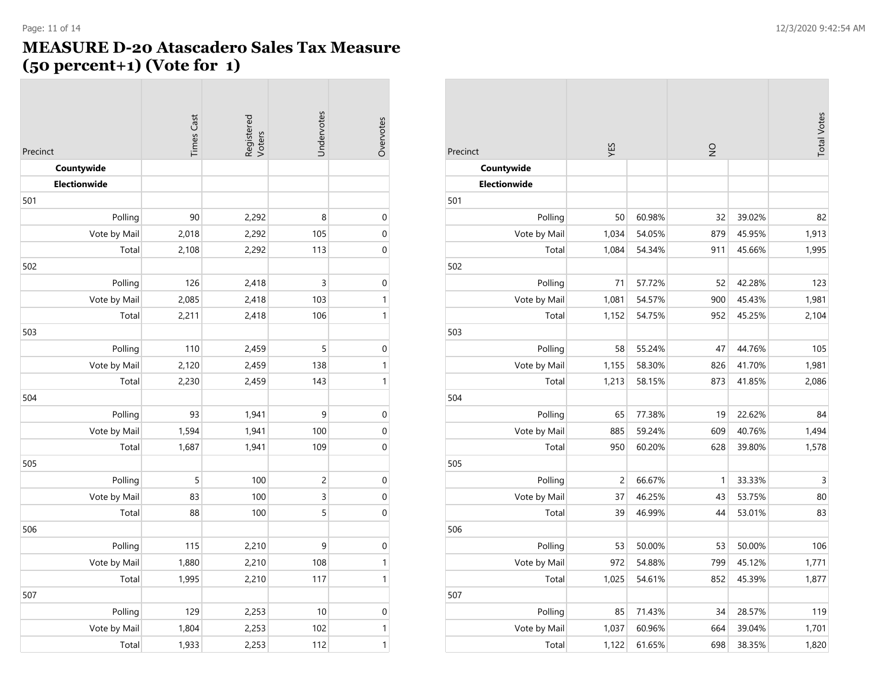# MEASURE D-20 Atascadero Sales Tax Measure (50 percent+1) (Vote for 1)

| Precinct | Times Cast | Registered Voters | Undervotes | Overvotes |
|---|---|---|---|---|
| **Countywide** | | | | |
| **Electionwide** | | | | |
| 501 | | | | |
| Polling | 90 | 2,292 | 8 | 0 |
| Vote by Mail | 2,018 | 2,292 | 105 | 0 |
| Total | 2,108 | 2,292 | 113 | 0 |
| 502 | | | | |
| Polling | 126 | 2,418 | 3 | 0 |
| Vote by Mail | 2,085 | 2,418 | 103 | 1 |
| Total | 2,211 | 2,418 | 106 | 1 |
| 503 | | | | |
| Polling | 110 | 2,459 | 5 | 0 |
| Vote by Mail | 2,120 | 2,459 | 138 | 1 |
| Total | 2,230 | 2,459 | 143 | 1 |
| 504 | | | | |
| Polling | 93 | 1,941 | 9 | 0 |
| Vote by Mail | 1,594 | 1,941 | 100 | 0 |
| Total | 1,687 | 1,941 | 109 | 0 |
| 505 | | | | |
| Polling | 5 | 100 | 2 | 0 |
| Vote by Mail | 83 | 100 | 3 | 0 |
| Total | 88 | 100 | 5 | 0 |
| 506 | | | | |
| Polling | 115 | 2,210 | 9 | 0 |
| Vote by Mail | 1,880 | 2,210 | 108 | 1 |
| Total | 1,995 | 2,210 | 117 | 1 |
| 507 | | | | |
| Polling | 129 | 2,253 | 10 | 0 |
| Vote by Mail | 1,804 | 2,253 | 102 | 1 |
| Total | 1,933 | 2,253 | 112 | 1 |

| Precinct | YES | | NO | | Total Votes |
|---|---|---|---|---|---|
| **Countywide** | | | | | |
| **Electionwide** | | | | | |
| 501 | | | | | |
| Polling | 50 | 60.98% | 32 | 39.02% | 82 |
| Vote by Mail | 1,034 | 54.05% | 879 | 45.95% | 1,913 |
| Total | 1,084 | 54.34% | 911 | 45.66% | 1,995 |
| 502 | | | | | |
| Polling | 71 | 57.72% | 52 | 42.28% | 123 |
| Vote by Mail | 1,081 | 54.57% | 900 | 45.43% | 1,981 |
| Total | 1,152 | 54.75% | 952 | 45.25% | 2,104 |
| 503 | | | | | |
| Polling | 58 | 55.24% | 47 | 44.76% | 105 |
| Vote by Mail | 1,155 | 58.30% | 826 | 41.70% | 1,981 |
| Total | 1,213 | 58.15% | 873 | 41.85% | 2,086 |
| 504 | | | | | |
| Polling | 65 | 77.38% | 19 | 22.62% | 84 |
| Vote by Mail | 885 | 59.24% | 609 | 40.76% | 1,494 |
| Total | 950 | 60.20% | 628 | 39.80% | 1,578 |
| 505 | | | | | |
| Polling | 2 | 66.67% | 1 | 33.33% | 3 |
| Vote by Mail | 37 | 46.25% | 43 | 53.75% | 80 |
| Total | 39 | 46.99% | 44 | 53.01% | 83 |
| 506 | | | | | |
| Polling | 53 | 50.00% | 53 | 50.00% | 106 |
| Vote by Mail | 972 | 54.88% | 799 | 45.12% | 1,771 |
| Total | 1,025 | 54.61% | 852 | 45.39% | 1,877 |
| 507 | | | | | |
| Polling | 85 | 71.43% | 34 | 28.57% | 119 |
| Vote by Mail | 1,037 | 60.96% | 664 | 39.04% | 1,701 |
| Total | 1,122 | 61.65% | 698 | 38.35% | 1,820 |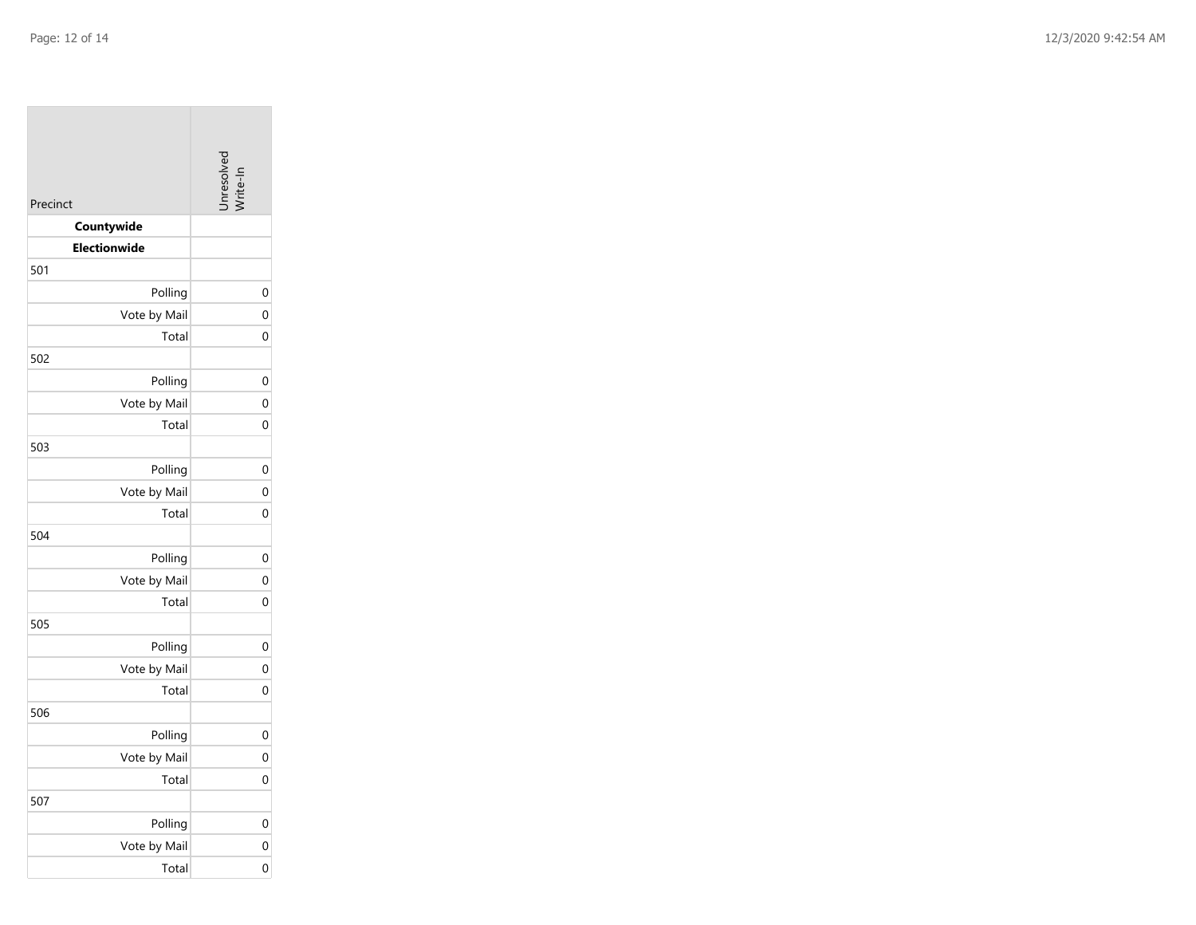| Precinct | Unresolved Write-In |
|---|---|
| **Countywide** | |
| **Electionwide** | |
| 501 | |
| Polling | 0 |
| Vote by Mail | 0 |
| Total | 0 |
| 502 | |
| Polling | 0 |
| Vote by Mail | 0 |
| Total | 0 |
| 503 | |
| Polling | 0 |
| Vote by Mail | 0 |
| Total | 0 |
| 504 | |
| Polling | 0 |
| Vote by Mail | 0 |
| Total | 0 |
| 505 | |
| Polling | 0 |
| Vote by Mail | 0 |
| Total | 0 |
| 506 | |
| Polling | 0 |
| Vote by Mail | 0 |
| Total | 0 |
| 507 | |
| Polling | 0 |
| Vote by Mail | 0 |
| Total | 0 |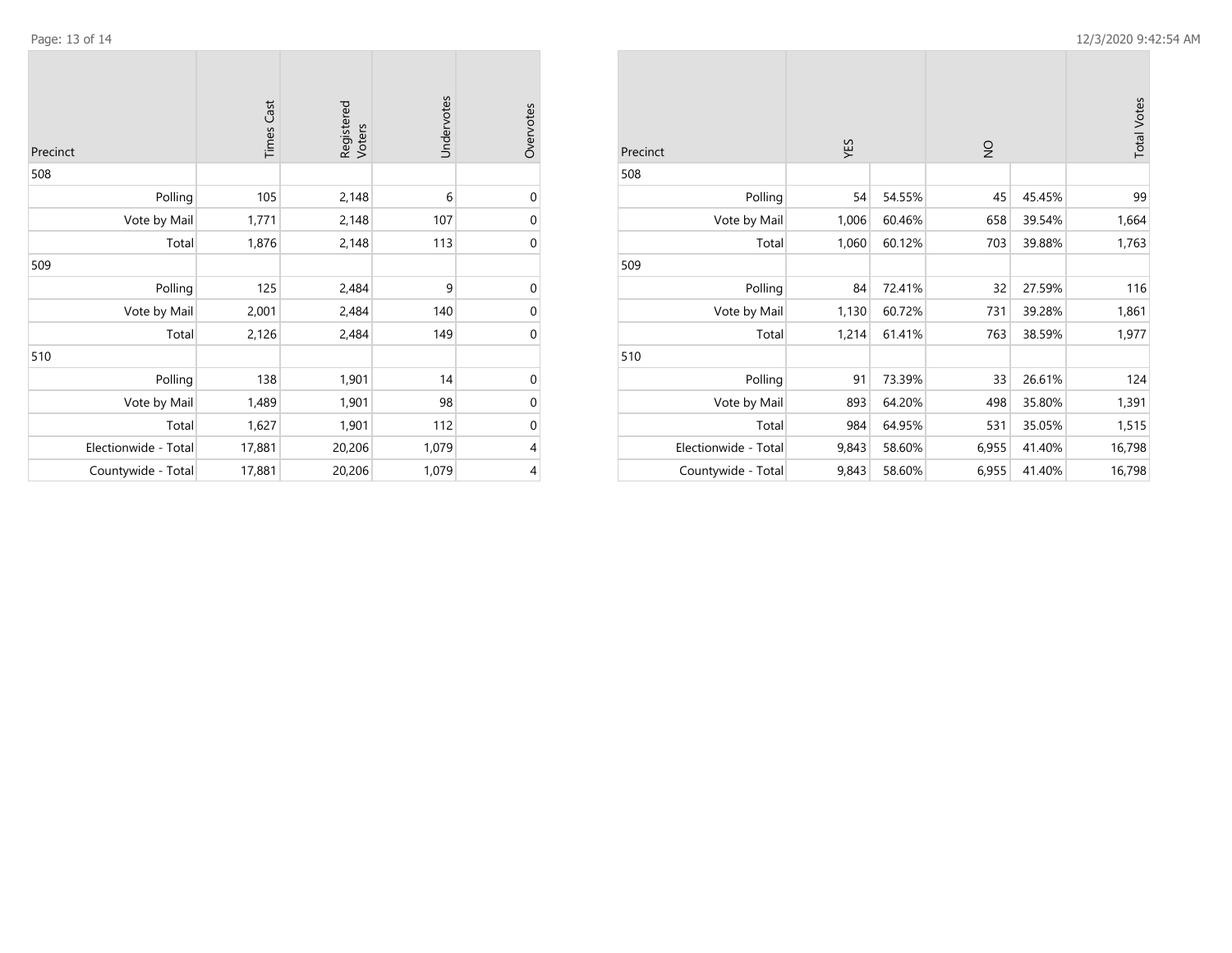| Precinct | Times Cast | Registered Voters | Undervotes | Overvotes |
|---|---|---|---|---|
| 508 | | | | |
| Polling | 105 | 2,148 | 6 | 0 |
| Vote by Mail | 1,771 | 2,148 | 107 | 0 |
| Total | 1,876 | 2,148 | 113 | 0 |
| 509 | | | | |
| Polling | 125 | 2,484 | 9 | 0 |
| Vote by Mail | 2,001 | 2,484 | 140 | 0 |
| Total | 2,126 | 2,484 | 149 | 0 |
| 510 | | | | |
| Polling | 138 | 1,901 | 14 | 0 |
| Vote by Mail | 1,489 | 1,901 | 98 | 0 |
| Total | 1,627 | 1,901 | 112 | 0 |
| Electionwide - Total | 17,881 | 20,206 | 1,079 | 4 |
| Countywide - Total | 17,881 | 20,206 | 1,079 | 4 |

| Precinct | YES | | NO | | Total Votes |
|---|---|---|---|---|---|
| 508 | | | | | |
| Polling | 54 | 54.55% | 45 | 45.45% | 99 |
| Vote by Mail | 1,006 | 60.46% | 658 | 39.54% | 1,664 |
| Total | 1,060 | 60.12% | 703 | 39.88% | 1,763 |
| 509 | | | | | |
| Polling | 84 | 72.41% | 32 | 27.59% | 116 |
| Vote by Mail | 1,130 | 60.72% | 731 | 39.28% | 1,861 |
| Total | 1,214 | 61.41% | 763 | 38.59% | 1,977 |
| 510 | | | | | |
| Polling | 91 | 73.39% | 33 | 26.61% | 124 |
| Vote by Mail | 893 | 64.20% | 498 | 35.80% | 1,391 |
| Total | 984 | 64.95% | 531 | 35.05% | 1,515 |
| Electionwide - Total | 9,843 | 58.60% | 6,955 | 41.40% | 16,798 |
| Countywide - Total | 9,843 | 58.60% | 6,955 | 41.40% | 16,798 |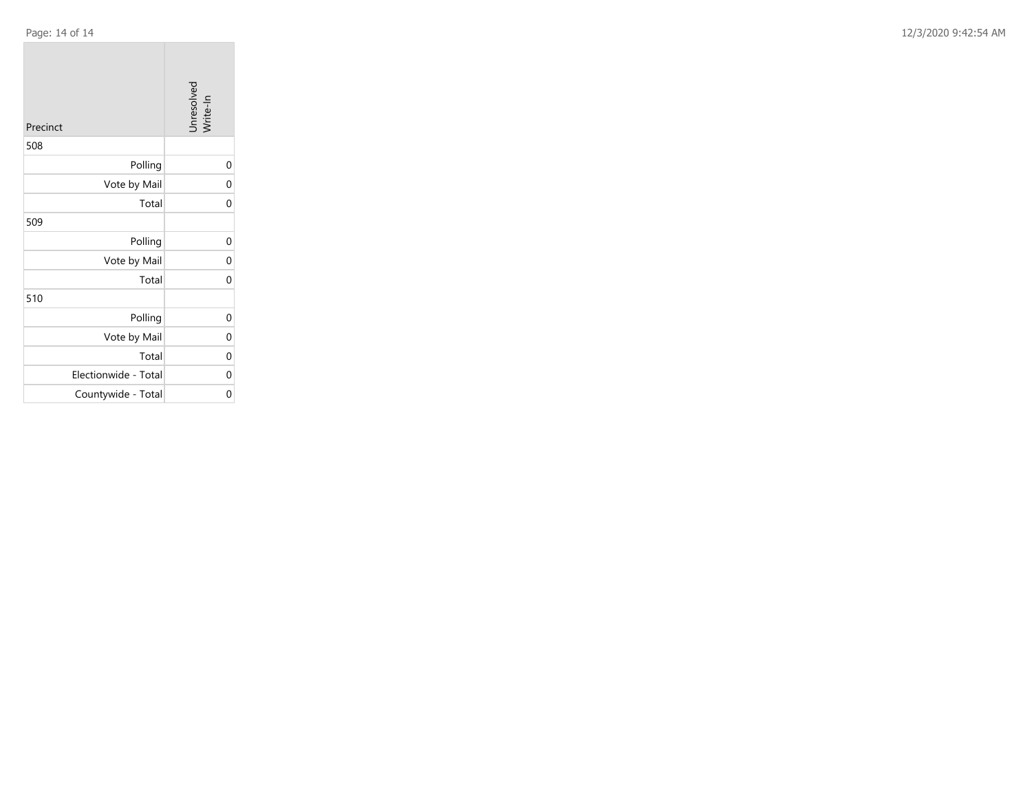| Precinct | Unresolved Write-In |
| --- | --- |
| 508 | |
| Polling | 0 |
| Vote by Mail | 0 |
| Total | 0 |
| 509 | |
| Polling | 0 |
| Vote by Mail | 0 |
| Total | 0 |
| 510 | |
| Polling | 0 |
| Vote by Mail | 0 |
| Total | 0 |
| Electionwide - Total | 0 |
| Countywide - Total | 0 |